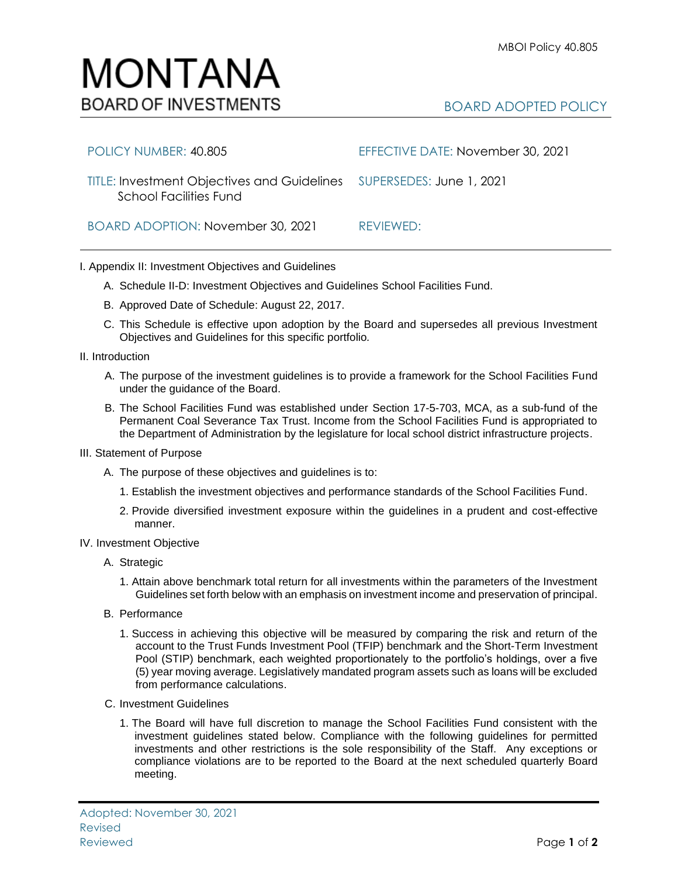MBOI Policy 40.805

# MONTANA
## BOARD OF INVESTMENTS

BOARD ADOPTED POLICY

| | |
|---|---|
| POLICY NUMBER: 40.805 | EFFECTIVE DATE: November 30, 2021 |
| TITLE: Investment Objectives and Guidelines School Facilities Fund | SUPERSEDES: June 1, 2021 |
| BOARD ADOPTION: November 30, 2021 | REVIEWED: |

I. Appendix II: Investment Objectives and Guidelines

A. Schedule II-D: Investment Objectives and Guidelines School Facilities Fund.

B. Approved Date of Schedule: August 22, 2017.

C. This Schedule is effective upon adoption by the Board and supersedes all previous Investment Objectives and Guidelines for this specific portfolio.

II. Introduction

A. The purpose of the investment guidelines is to provide a framework for the School Facilities Fund under the guidance of the Board.

B. The School Facilities Fund was established under Section 17-5-703, MCA, as a sub-fund of the Permanent Coal Severance Tax Trust. Income from the School Facilities Fund is appropriated to the Department of Administration by the legislature for local school district infrastructure projects.

III. Statement of Purpose

A. The purpose of these objectives and guidelines is to:

1. Establish the investment objectives and performance standards of the School Facilities Fund.

2. Provide diversified investment exposure within the guidelines in a prudent and cost-effective manner.

IV. Investment Objective

A. Strategic

1. Attain above benchmark total return for all investments within the parameters of the Investment Guidelines set forth below with an emphasis on investment income and preservation of principal.

B. Performance

1. Success in achieving this objective will be measured by comparing the risk and return of the account to the Trust Funds Investment Pool (TFIP) benchmark and the Short-Term Investment Pool (STIP) benchmark, each weighted proportionately to the portfolio's holdings, over a five (5) year moving average. Legislatively mandated program assets such as loans will be excluded from performance calculations.

C. Investment Guidelines

1. The Board will have full discretion to manage the School Facilities Fund consistent with the investment guidelines stated below. Compliance with the following guidelines for permitted investments and other restrictions is the sole responsibility of the Staff. Any exceptions or compliance violations are to be reported to the Board at the next scheduled quarterly Board meeting.

Adopted: November 30, 2021
Revised
Reviewed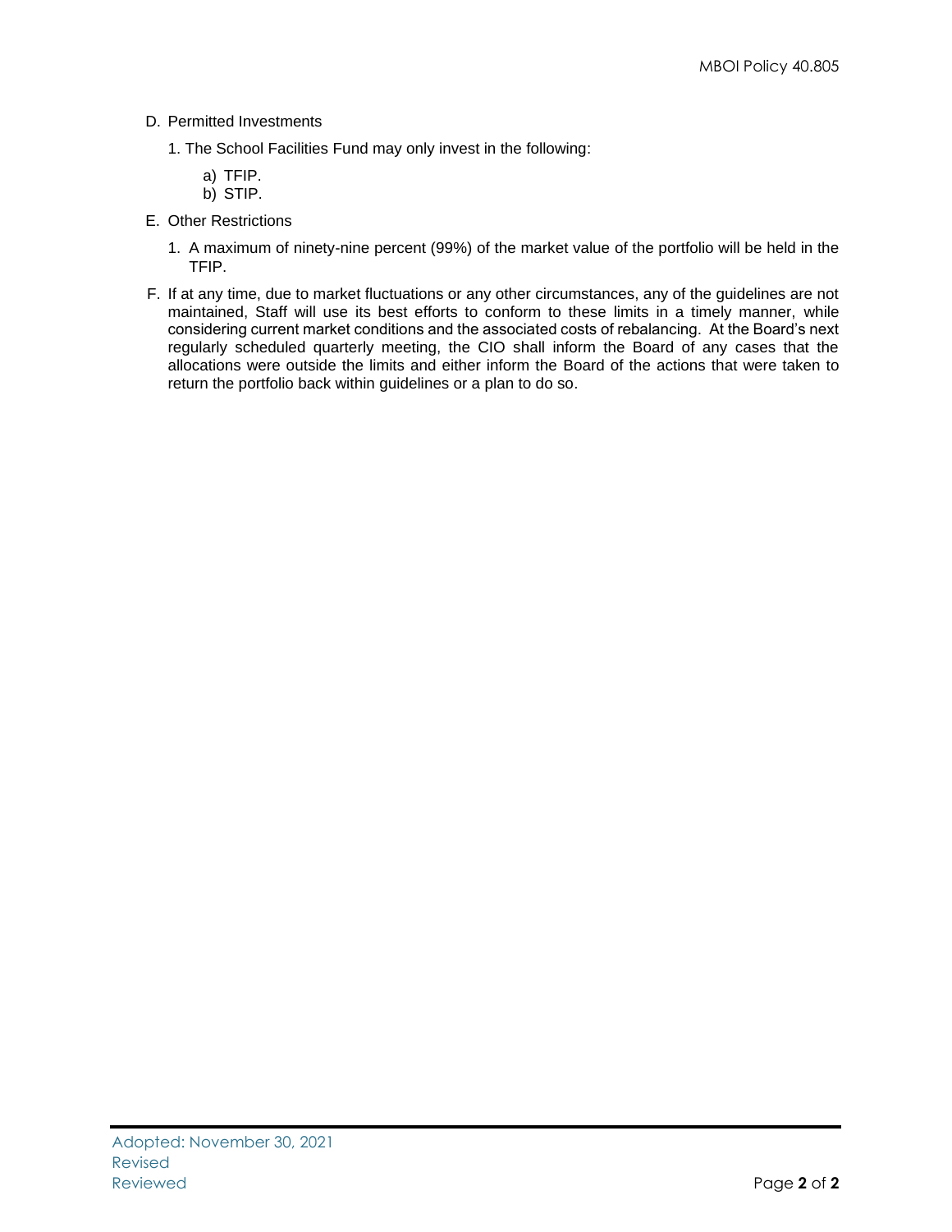D. Permitted Investments

1. The School Facilities Fund may only invest in the following:

   a) TFIP.
   b) STIP.

E. Other Restrictions

1. A maximum of ninety-nine percent (99%) of the market value of the portfolio will be held in the TFIP.

F. If at any time, due to market fluctuations or any other circumstances, any of the guidelines are not maintained, Staff will use its best efforts to conform to these limits in a timely manner, while considering current market conditions and the associated costs of rebalancing. At the Board's next regularly scheduled quarterly meeting, the CIO shall inform the Board of any cases that the allocations were outside the limits and either inform the Board of the actions that were taken to return the portfolio back within guidelines or a plan to do so.

Adopted: November 30, 2021
Revised
Reviewed